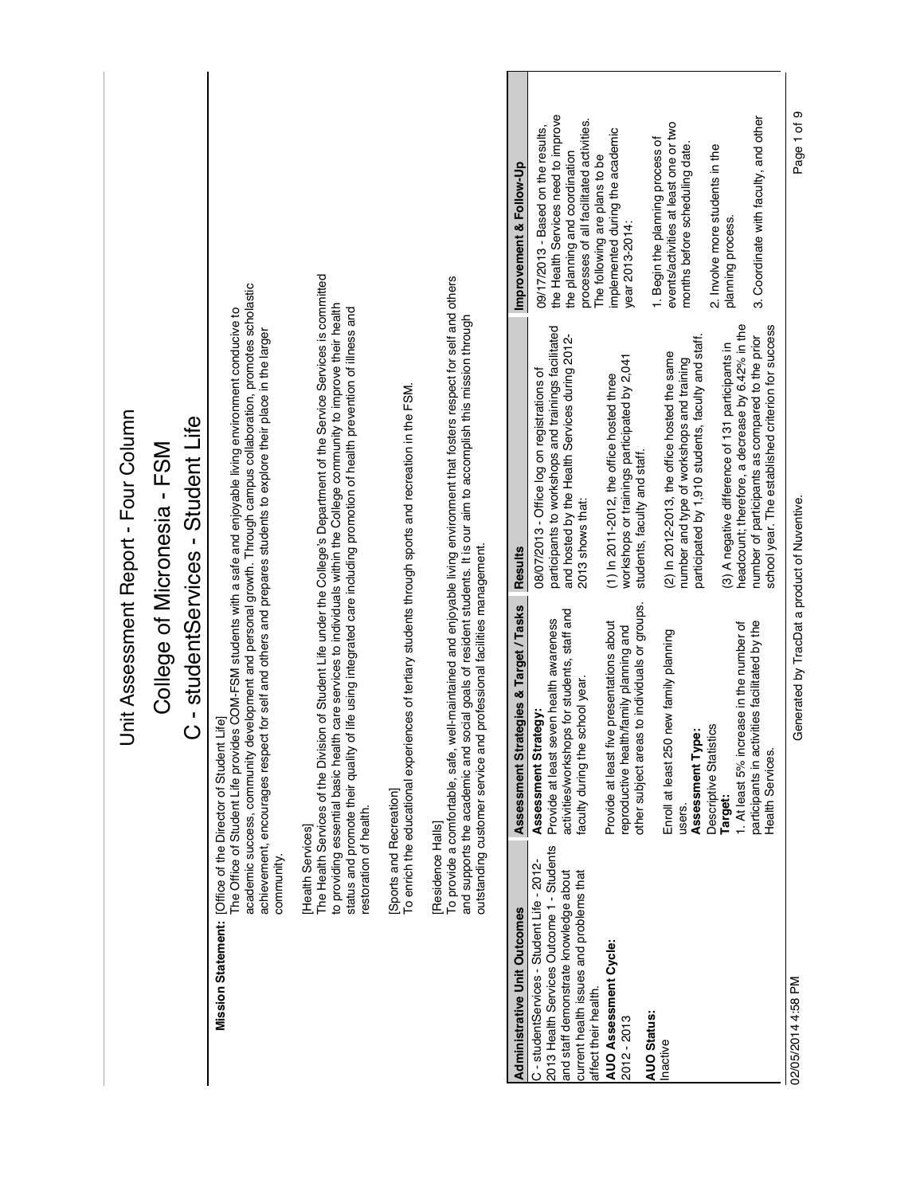# Unit Assessment Report - Four Column

## College of Micronesia - FSM

## C - studentServices - Student Life

**Mission Statement:** [Office of the Director of Student Life]
The Office of Student Life provides COM-FSM students with a safe and enjoyable living environment conducive to academic success, community development and personal growth. Through campus collaboration, promotes scholastic achievement, encourages respect for self and others and prepares students to explore their place in the larger community.

[Health Services]
The Health Services of the Division of Student Life under the College's Department of the Service Services is committed to providing essential basic health care services to individuals within the College community to improve their health status and promote their quality of life using integrated care including promotion of health prevention of illness and restoration of health.

[Sports and Recreation]
To enrich the educational experiences of tertiary students through sports and recreation in the FSM.

[Residence Halls]
To provide a comfortable, safe, well-maintained and enjoyable living environment that fosters respect for self and others and supports the academic and social goals of resident students. It is our aim to accomplish this mission through outstanding customer service and professional facilities management.

| Administrative Unit Outcomes | Assessment Strategies & Target / Tasks | Results | Improvement & Follow-Up |
|---|---|---|---|
| C - studentServices - Student Life - 2012-2013 Health Services Outcome 1 - Students and staff demonstrate knowledge about current health issues and problems that affect their health.<br><br>**AUO Assessment Cycle:**<br>2012 - 2013<br><br>**AUO Status:**<br>Inactive | **Assessment Strategy:**<br>Provide at least seven health awareness activities/workshops for students, staff and faculty during the school year.<br><br>Provide at least five presentations about reproductive health/family planning and other subject areas to individuals or groups.<br><br>Enroll at least 250 new family planning users.<br>**Assessment Type:**<br>Descriptive Statistics<br>**Target:**<br>1. At least 5% increase in the number of participants in activities facilitated by the Health Services. | 08/07/2013 - Office log on registrations of participants to workshops and trainings facilitated and hosted by the Health Services during 2012-2013 shows that:<br><br>(1) In 2011-2012, the office hosted three workshops or trainings participated by 2,041 students, faculty and staff.<br><br>(2) In 2012-2013, the office hosted the same number and type of workshops and training participated by 1,910 students, faculty and staff.<br><br>(3) A negative difference of 131 participants in headcount; therefore, a decrease by 6.42% in the number of participants as compared to the prior school year. The established criterion for success | 09/17/2013 - Based on the results, the Health Services need to improve the planning and coordination processes of all facilitated activities. The following are plans to be implemented during the academic year 2013-2014:<br><br>1. Begin the planning process of events/activities at least one or two months before scheduling date.<br><br>2. Involve more students in the planning process.<br><br>3. Coordinate with faculty, and other |

02/05/2014 4:58 PM — Generated by TracDat a product of Nuventive.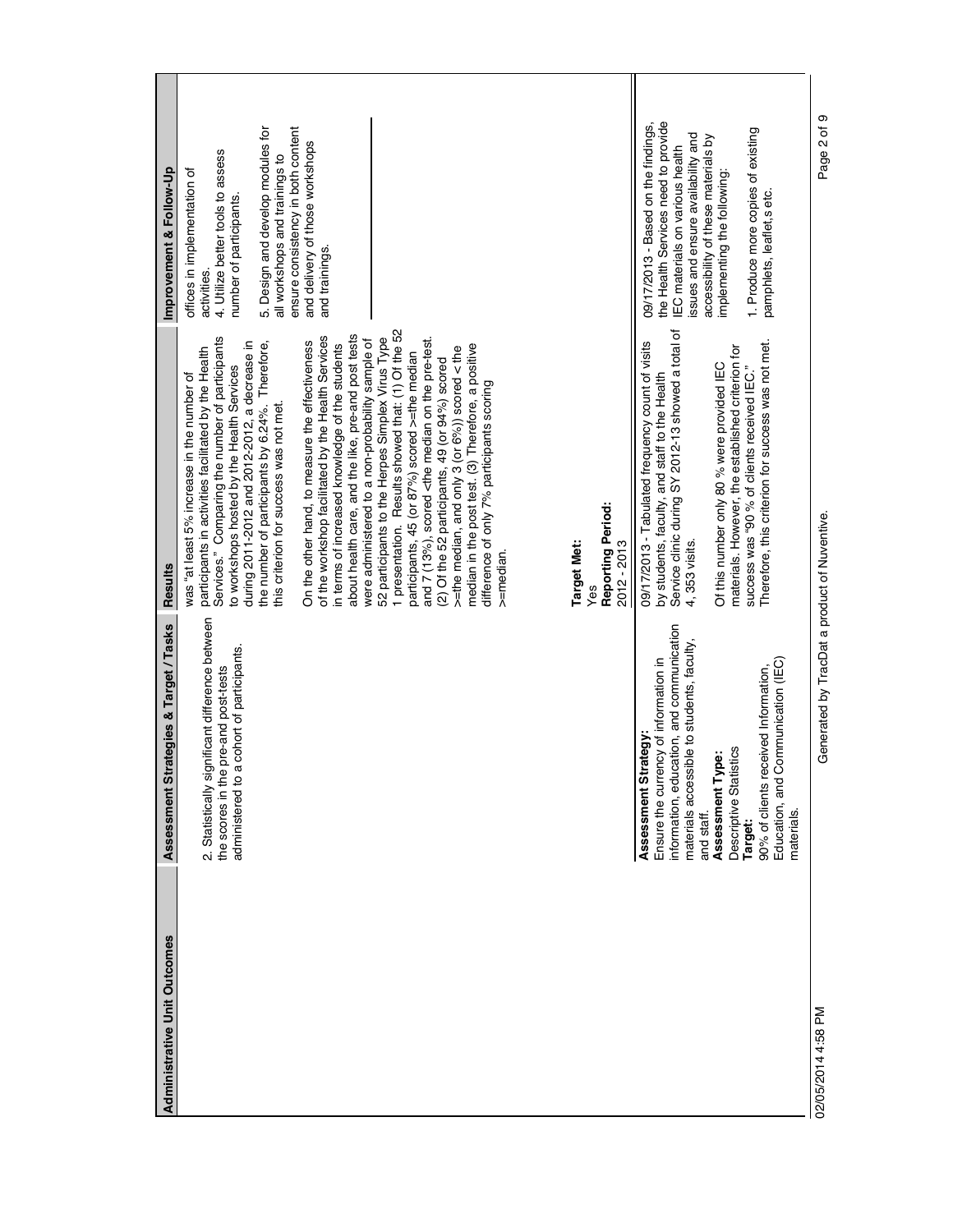| Administrative Unit Outcomes | Assessment Strategies & Target / Tasks | Results | Improvement & Follow-Up |
|---|---|---|---|
| | 2. Statistically significant difference between the scores in the pre-and post-tests administered to a cohort of participants. | was "at least 5% increase in the number of participants in activities facilitated by the Health Services." Comparing the number of participants to workshops hosted by the Health Services during 2011-2012 and 2012-2012, a decrease in the number of participants by 6.24%. Therefore, this criterion for success was not met.<br><br>On the other hand, to measure the effectiveness of the workshop facilitated by the Health Services in terms of increased knowledge of the students about health care, and the like, pre-and post tests were administered to a non-probability sample of 52 participants to the Herpes Simplex Virus Type 1 presentation. Results showed that: (1) Of the 52 participants, 45 (or 87%) scored >=the median and 7 (13%), scored <the median on the pre-test. (2) Of the 52 participants, 49 (or 94%) scored >=the median, and only 3 (or 6%)) scored < the median in the post test. (3) Therefore, a positive difference of only 7% participants scoring >=median.<br><br>**Target Met:**<br>Yes<br>**Reporting Period:**<br>2012 - 2013 | offices in implementation of activities.<br>4. Utilize better tools to assess number of participants.<br><br>5. Design and develop modules for all workshops and trainings to ensure consistency in both content and delivery of those workshops and trainings. |
| | **Assessment Strategy:**<br>Ensure the currency of information in information, education, and communication materials accessible to students, faculty, and staff.<br>**Assessment Type:**<br>Descriptive Statistics<br>**Target:**<br>90% of clients received Information, Education, and Communication (IEC) materials. | 09/17/2013 - Tabulated frequency count of visits by students, faculty, and staff to the Health Service clinic during SY 2012-13 showed a total of 4, 353 visits.<br><br>Of this number only 80 % were provided IEC materials. However, the established criterion for success was "90 % of clients received IEC." Therefore, this criterion for success was not met. | 09/17/2013 - Based on the findings, the Health Services need to provide IEC materials on various health issues and ensure availability and accessibility of these materials by implementing the following:<br><br>1. Produce more copies of existing pamphlets, leaflet,s etc. |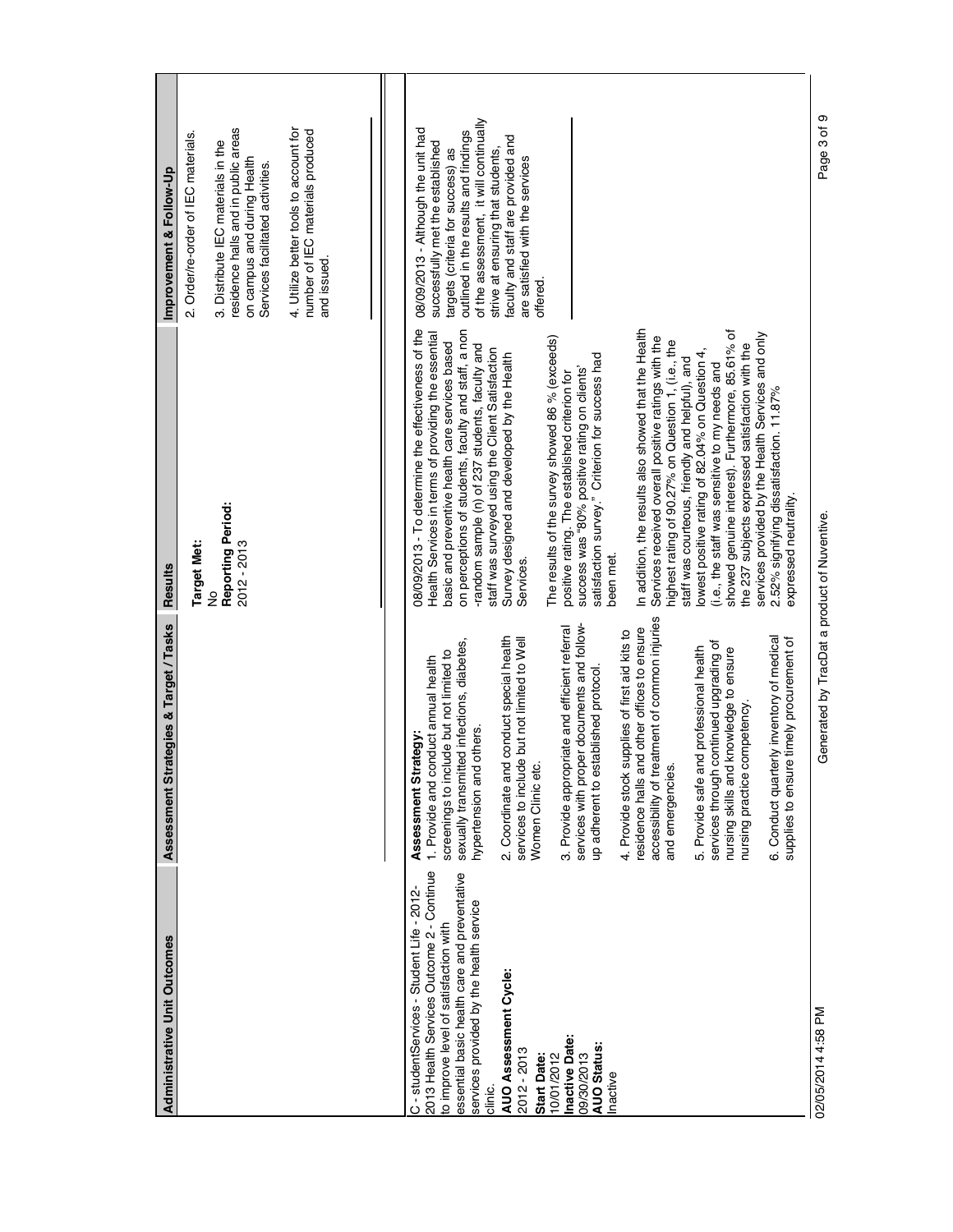| Administrative Unit Outcomes | Assessment Strategies & Target / Tasks | Results | Improvement & Follow-Up |
|---|---|---|---|
| | | **Target Met:** No<br>**Reporting Period:** 2012 - 2013 | 2. Order/re-order of IEC materials.<br><br>3. Distribute IEC materials in the residence halls and in public areas on campus and during Health Services facilitated activities.<br><br>4. Utilize better tools to account for number of IEC materials produced and issued. |
| C - studentServices - Student Life - 2012-2013 Health Services Outcome 2 - Continue to improve level of satisfaction with essential basic health care and preventative services provided by the health service clinic.<br>**AUO Assessment Cycle:** 2012 - 2013<br>**Start Date:** 10/01/2012<br>**Inactive Date:** 09/30/2013<br>**AUO Status:** Inactive | **Assessment Strategy:**<br>1. Provide and conduct annual health screenings to include but not limited to sexually transmitted infections, diabetes, hypertension and others.<br><br>2. Coordinate and conduct special health services to include but not limited to Well Women Clinic etc.<br><br>3. Provide appropriate and efficient referral services with proper documents and follow-up adherent to established protocol.<br><br>4. Provide stock supplies of first aid kits to residence halls and other offices to ensure accessibility of treatment of common injuries and emergencies.<br><br>5. Provide safe and professional health services through continued upgrading of nursing skills and knowledge to ensure nursing practice competency.<br><br>6. Conduct quarterly inventory of medical supplies to ensure timely procurement of | 08/09/2013 - To determine the effectiveness of the Health Services in terms of providing the essential basic and preventive health care services based on perceptions of students, faculty and staff, a non-random sample (n) of 237 students, faculty and staff was surveyed using the Client Satisfaction Survey designed and developed by the Health Services.<br><br>The results of the survey showed 86 % (exceeds) positive rating. The established criterion for success was "80% positive rating on clients' satisfaction survey." Criterion for success had been met.<br><br>In addition, the results also showed that the Health Services received overall positive ratings with the highest rating of 90.27% on Question 1, (i.e., the staff was courteous, friendly and helpful), and lowest positive rating of 82.04% on Question 4, (i.e., the staff was sensitive to my needs and showed genuine interest). Furthermore, 85.61% of the 237 subjects expressed satisfaction with the services provided by the Health Services and only 2.52% signifying dissatisfaction. 11.87% expressed neutrality. | 08/09/2013 - Although the unit had successfully met the established targets (criteria for success) as outlined in the results and findings of the assessment, it will continually strive at ensuring that students, faculty and staff are provided and are satisfied with the services offered. |

02/05/2014 4:58 PM Generated by TracDat a product of Nuventive.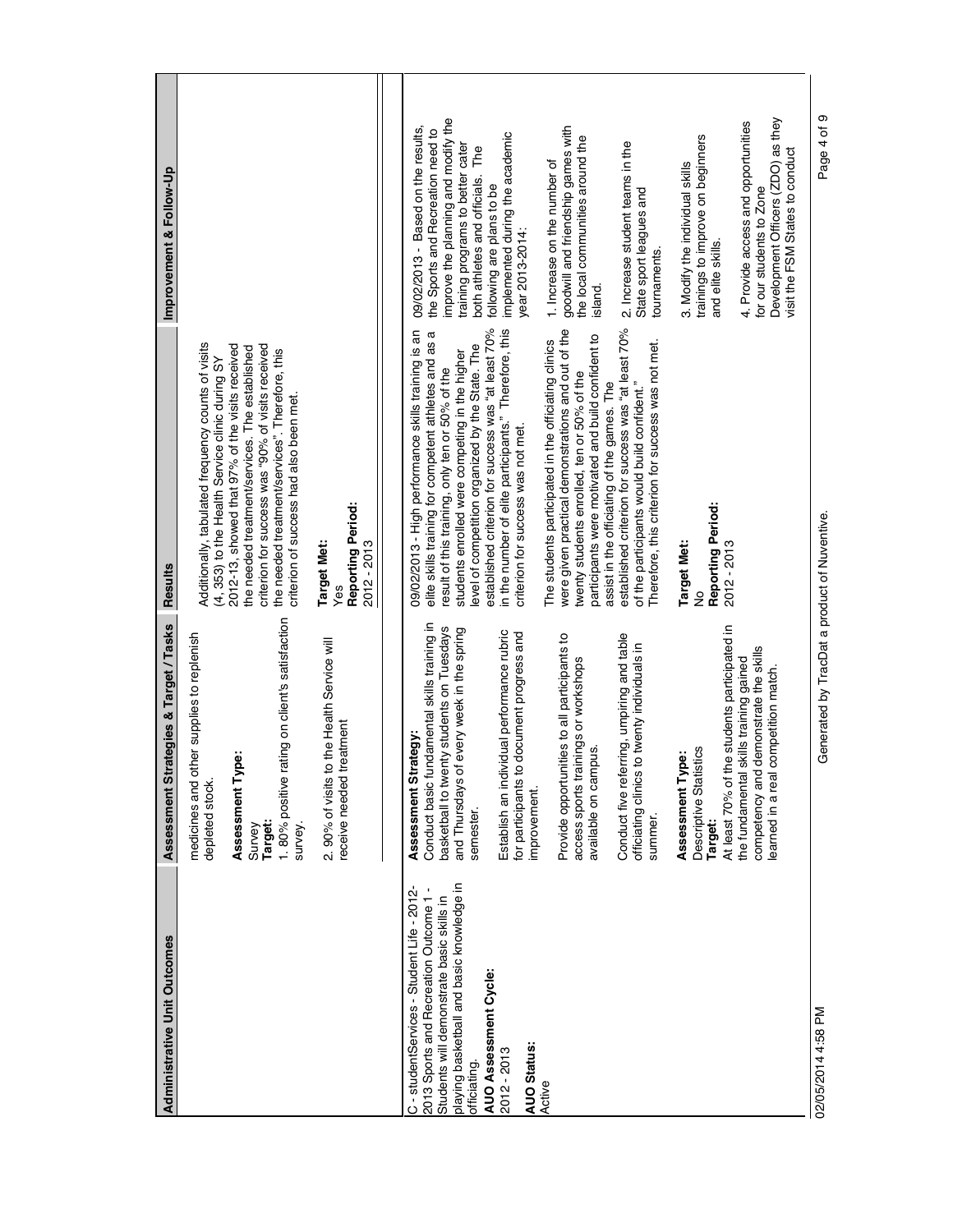| Administrative Unit Outcomes | Assessment Strategies & Target / Tasks | Results | Improvement & Follow-Up |
|---|---|---|---|
| | medicines and other supplies to replenish depleted stock.<br><br>**Assessment Type:**<br>Survey<br>**Target:**<br>1. 80% positive rating on client's satisfaction survey.<br><br>2. 90% of visits to the Health Service will receive needed treatment | Additionally, tabulated frequency counts of visits (4, 353) to the Health Service clinic during SY 2012-13, showed that 97% of the visits received the needed treatment/services. The established criterion for success was "90% of visits received the needed treatment/services". Therefore, this criterion of success had also been met.<br><br>**Target Met:**<br>Yes<br>**Reporting Period:**<br>2012 - 2013 | |
| C - studentServices - Student Life - 2012-2013 Sports and Recreation Outcome 1 - Students will demonstrate basic skills in playing basketball and basic knowledge in officiating.<br>**AUO Assessment Cycle:**<br>2012 - 2013<br>**AUO Status:**<br>Active | **Assessment Strategy:**<br>Conduct basic fundamental skills training in basketball to twenty students on Tuesdays and Thursdays of every week in the spring semester.<br><br>Establish an individual performance rubric for participants to document progress and improvement.<br><br>Provide opportunities to all participants to access sports trainings or workshops available on campus.<br><br>Conduct five referring, umpiring and table officiating clinics to twenty individuals in summer.<br><br>**Assessment Type:**<br>Descriptive Statistics<br>**Target:**<br>At least 70% of the students participated in the fundamental skills training gained competency and demonstrate the skills learned in a real competition match. | 09/02/2013 - High performance skills training is an elite skills training for competent athletes and as a result of this training, only ten or 50% of the students enrolled were competing in the higher level of competition organized by the State. The established criterion for success was "at least 70% in the number of elite participants." Therefore, this criterion for success was not met.<br><br>The students participated in the officiating clinics were given practical demonstrations and out of the twenty students enrolled, ten or 50% of the participants were motivated and build confident to assist in the officiating of the games. The established criterion for success was "at least 70% of the participants would build confident." Therefore, this criterion for success was not met.<br><br>**Target Met:**<br>No<br>**Reporting Period:**<br>2012 - 2013 | 09/02/2013 - Based on the results, the Sports and Recreation need to improve the planning and modify the training programs to better cater both athletes and officials. The following are plans to be implemented during the academic year 2013-2014:<br><br>1. Increase on the number of goodwill and friendship games with the local communities around the island.<br><br>2. Increase student teams in the State sport leagues and tournaments.<br><br>3. Modify the individual skills trainings to improve on beginners and elite skills.<br><br>4. Provide access and opportunities for our students to Zone Development Officers (ZDO) as they visit the FSM States to conduct |

02/05/2014 4:58 PM Generated by TracDat a product of Nuventive.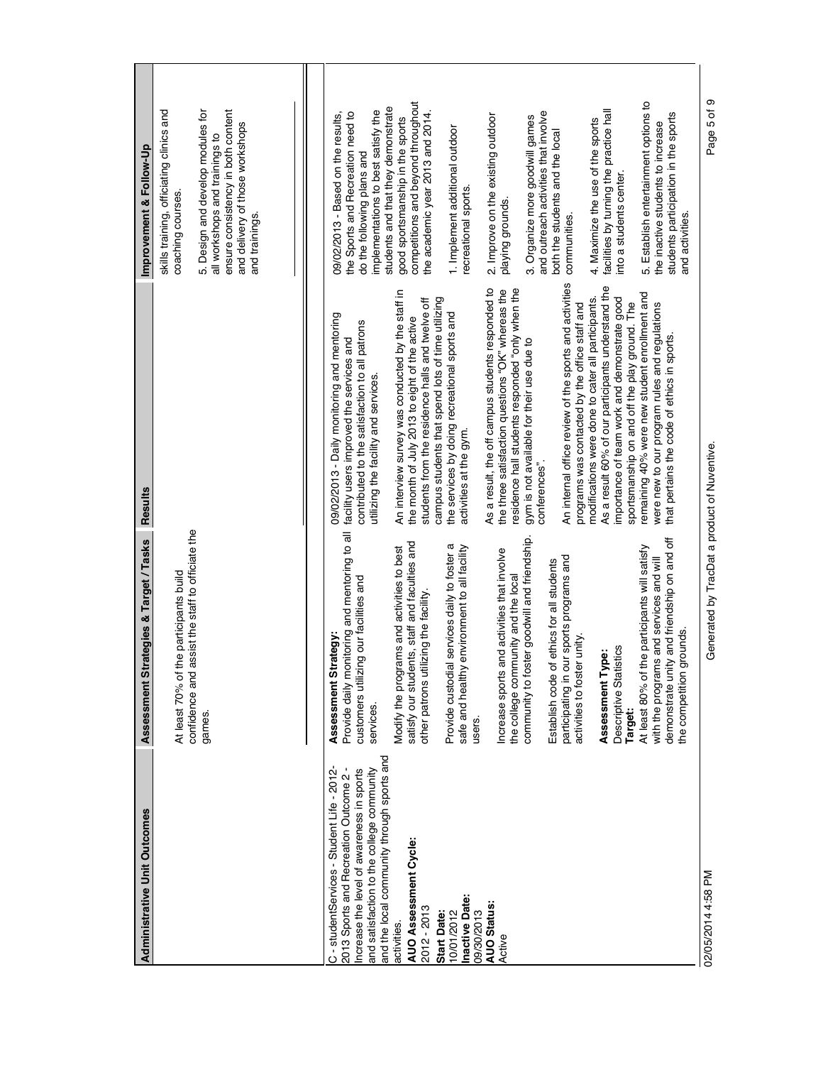| Administrative Unit Outcomes | Assessment Strategies & Target / Tasks | Results | Improvement & Follow-Up |
|---|---|---|---|
| | At least 70% of the participants build confidence and assist the staff to officiate the games. | | skills training, officiating clinics and coaching courses.<br><br>5. Design and develop modules for all workshops and trainings to ensure consistency in both content and delivery of those workshops and trainings. |
| C - studentServices - Student Life - 2012-2013 Sports and Recreation Outcome 2 - Increase the level of awareness in sports and satisfaction to the college community and the local community through sports and activities.<br>**AUO Assessment Cycle:**<br>2012 - 2013<br>**Start Date:**<br>10/01/2012<br>**Inactive Date:**<br>09/30/2013<br>**AUO Status:**<br>Active | **Assessment Strategy:**<br>Provide daily monitoring and mentoring to all customers utilizing our facilities and services.<br><br>Modify the programs and activities to best satisfy our students, staff and faculties and other patrons utilizing the facility.<br><br>Provide custodial services daily to foster a safe and healthy environment to all facility users.<br><br>Increase sports and activities that involve the college community and the local community to foster goodwill and friendship.<br><br>Establish code of ethics for all students participating in our sports programs and activities to foster unity.<br><br>**Assessment Type:**<br>Descriptive Statistics<br>**Target:**<br>At least 80% of the participants will satisfy with the programs and services and will demonstrate unity and friendship on and off the competition grounds. | 09/02/2013 - Daily monitoring and mentoring facility users improved the services and contributed to the satisfaction to all patrons utilizing the facility and services.<br><br>An interview survey was conducted by the staff in the month of July 2013 to eight of the active students from the residence halls and twelve off campus students that spend lots of time utilizing the services by doing recreational sports and activities at the gym.<br><br>As a result, the off campus students responded to the three satisfaction questions "OK" whereas the residence hall students responded "only when the gym is not available for their use due to conferences".<br><br>An internal office review of the sports and activities programs was contacted by the office staff and modifications were done to cater all participants. As a result 60% of our participants understand the importance of team work and demonstrate good sportsmanship on and off the play ground. The remaining 40% were new student enrollment and were new to our program rules and regulations that pertains the code of ethics in sports. | 09/02/2013 - Based on the results, the Sports and Recreation need to do the following plans and implementations to best satisfy the students and that they demonstrate good sportsmanship in the sports competitions and beyond throughout the academic year 2013 and 2014.<br><br>1. Implement additional outdoor recreational sports.<br><br>2. Improve on the existing outdoor playing grounds.<br><br>3. Organize more goodwill games and outreach activities that involve both the students and the local communities.<br><br>4. Maximize the use of the sports facilities by turning the practice hall into a students center.<br><br>5. Establish entertainment options to the inactive students to increase students participation in the sports and activities. |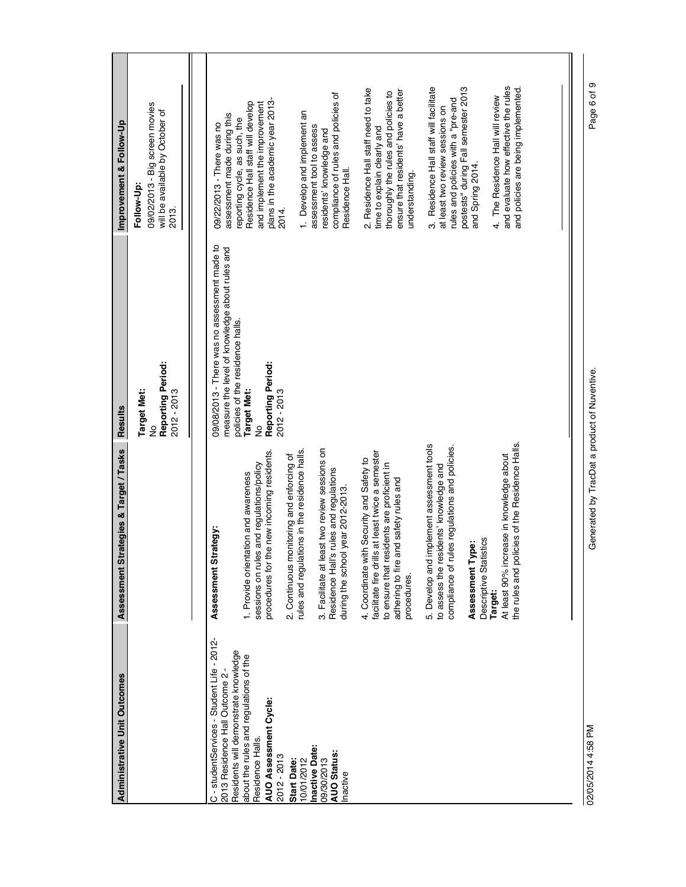| Administrative Unit Outcomes | Assessment Strategies & Target / Tasks | Results | Improvement & Follow-Up |
|---|---|---|---|
| | | **Target Met:**<br>No<br>**Reporting Period:**<br>2012 - 2013 | **Follow-Up:**<br>09/02/2013 - Big screen movies will be available by October of 2013. |
| C - studentServices - Student Life - 2012-2013 Residence Hall Outcome 2 - Residents will demonstrate knowledge about the rules and regulations of the Residence Halls.<br>**AUO Assessment Cycle:**<br>2012 - 2013<br>**Start Date:**<br>10/01/2012<br>**Inactive Date:**<br>09/30/2013<br>**AUO Status:**<br>Inactive | **Assessment Strategy:**<br>1. Provide orientation and awareness sessions on rules and regulations/policy procedures for the new incoming residents.<br>2. Continuous monitoring and enforcing of rules and regulations in the residence halls.<br>3. Facilitate at least two review sessions on Residence Hall's rules and regulations during the school year 2012-2013.<br>4. Coordinate with Security and Safety to facilitate fire drills at least twice a semester to ensure that residents are proficient in adhering to fire and safety rules and procedures.<br>5. Develop and implement assessment tools to assess the residents' knowledge and compliance of rules regulations and policies.<br>**Assessment Type:**<br>Descriptive Statistics<br>**Target:**<br>At least 90% increase in knowledge about the rules and policies of the Residence Halls. | 09/08/2013 - There was no assessment made to measure the level of knowledge about rules and policies of the residence halls.<br>**Target Met:**<br>No<br>**Reporting Period:**<br>2012 - 2013 | 09/22/2013 - There was no assessment made during this reporting cycle, as such, the Residence Hall staff will develop and implement the improvement plans in the academic year 2013-2014.<br>1. Develop and implement an assessment tool to assess residents' knowledge and compliance of rules and policies of Residence Hall.<br>2. Residence Hall staff need to take time to explain clearly and thoroughly the rules and policies to ensure that residents' have a better understanding.<br>3. Residence Hall staff will facilitate at least two review sessions on rules and policies with a "pre-and postests" during Fall semester 2013 and Spring 2014.<br>4. The Residence Hall will review and evaluate how effective the rules and policies are being implemented. |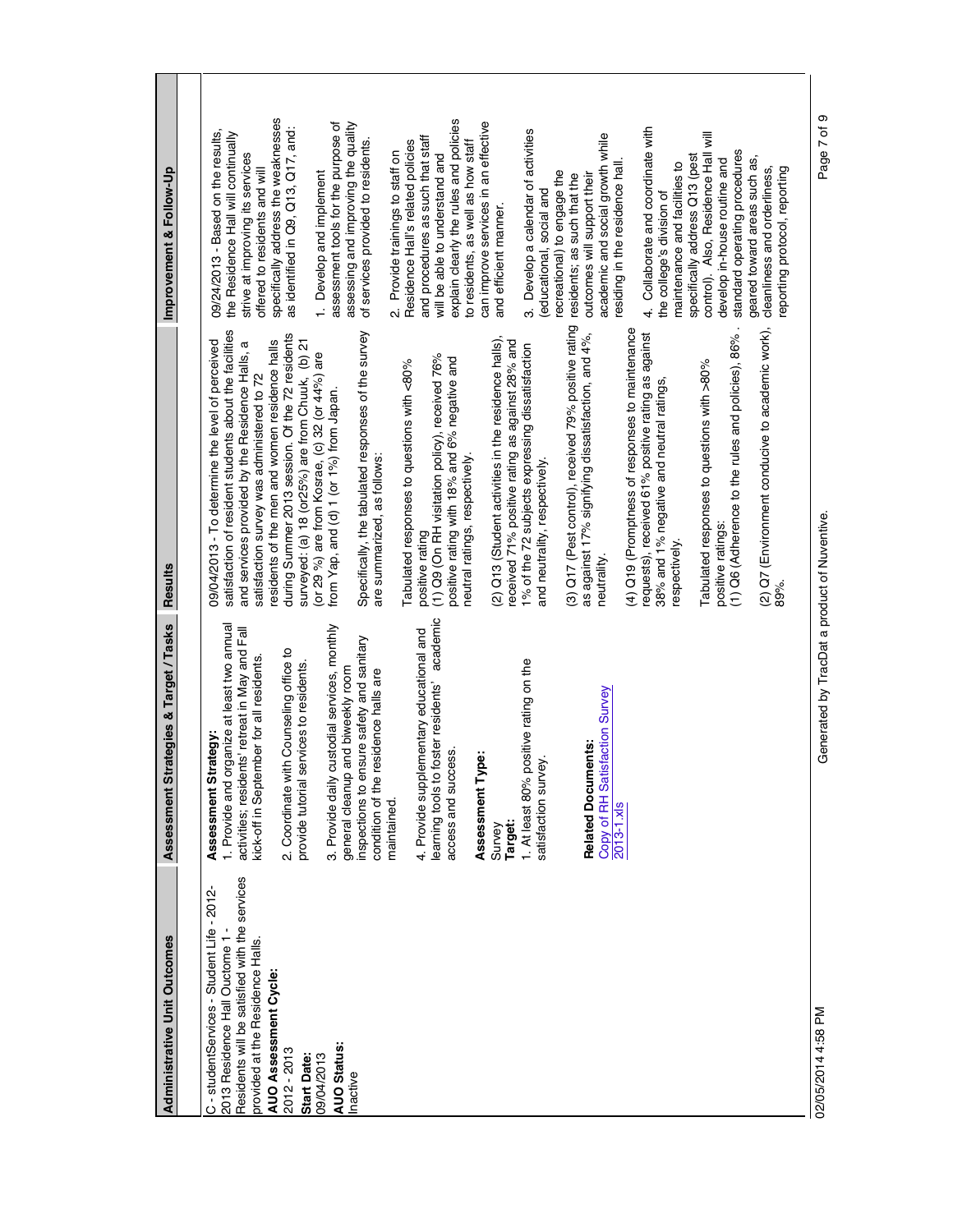| Administrative Unit Outcomes | Assessment Strategies & Target / Tasks | Results | Improvement & Follow-Up |
|---|---|---|---|
| C - studentServices - Student Life - 2012-2013 Residence Hall Ouctome 1 - Residents will be satisfied with the services provided at the Residence Halls.<br>**AUO Assessment Cycle:**<br>2012 - 2013<br>**Start Date:**<br>09/04/2013<br>**AUO Status:**<br>Inactive | **Assessment Strategy:**<br>1. Provide and organize at least two annual activities; residents' retreat in May and Fall kick-off in September for all residents.<br><br>2. Coordinate with Counseling office to provide tutorial services to residents.<br><br>3. Provide daily custodial services, monthly general cleanup and biweekly room inspections to ensure safety and sanitary condition of the residence halls are maintained.<br><br>4. Provide supplementary educational and learning tools to foster residents' academic access and success.<br><br>**Assessment Type:**<br>Survey<br>**Target:**<br>1. At least 80% positive rating on the satisfaction survey.<br><br>**Related Documents:**<br>Copy of RH Satisfaction Survey 2013-1.xls | 09/04/2013 - To determine the level of perceived satisfaction of resident students about the facilities and services provided by the Residence Halls, a satisfaction survey was administered to 72 residents of the men and women residence halls during Summer 2013 session. Of the 72 residents surveyed: (a) 18 (or25%) are from Chuuk, (b) 21 (or 29 %) are from Kosrae, (c) 32 (or 44%) are from Yap, and (d) 1 (or 1%) from Japan.<br><br>Specifically, the tabulated responses of the survey are summarized, as follows:<br><br>Tabulated responses to questions with <80% positive rating<br>(1) Q9 (On RH visitation policy), received 76% positive rating with 18% and 6% negative and neutral ratings, respectively.<br><br>(2) Q13 (Student activities in the residence halls), received 71% positive rating as against 28% and 1% of the 72 subjects expressing dissatisfaction and neutrality, respectively.<br><br>(3) Q17 (Pest control), received 79% positive rating as against 17% signifying dissatisfaction, and 4%, neutrality.<br><br>(4) Q19 (Promptness of responses to maintenance requests), received 61% positive rating as against 38% and 1% negative and neutral ratings, respectively.<br><br>Tabulated responses to questions with >80% positive ratings:<br>(1) Q6 (Adherence to the rules and policies), 86% .<br>(2) Q7 (Environment conducive to academic work), 89%. | 09/24/2013 - Based on the results, the Residence Hall will continually strive at improving its services offered to residents and will specifically address the weaknesses as identified in Q9, Q13, Q17, and:<br><br>1. Develop and implement assessment tools for the purpose of assessing and improving the quality of services provided to residents.<br><br>2. Provide trainings to staff on Residence Hall's related policies and procedures as such that staff will be able to understand and explain clearly the rules and policies to residents, as well as how staff can improve services in an effective and efficient manner.<br><br>3. Develop a calendar of activities (educational, social and recreational) to engage the residents; as such that the outcomes will support their academic and social growth while residing in the residence hall.<br><br>4. Collaborate and coordinate with the college's division of maintenance and facilities to specifically address Q13 (pest control). Also, Residence Hall will develop in-house routine and standard operating procedures geared toward areas such as, cleanliness and orderliness, reporting protocol, reporting |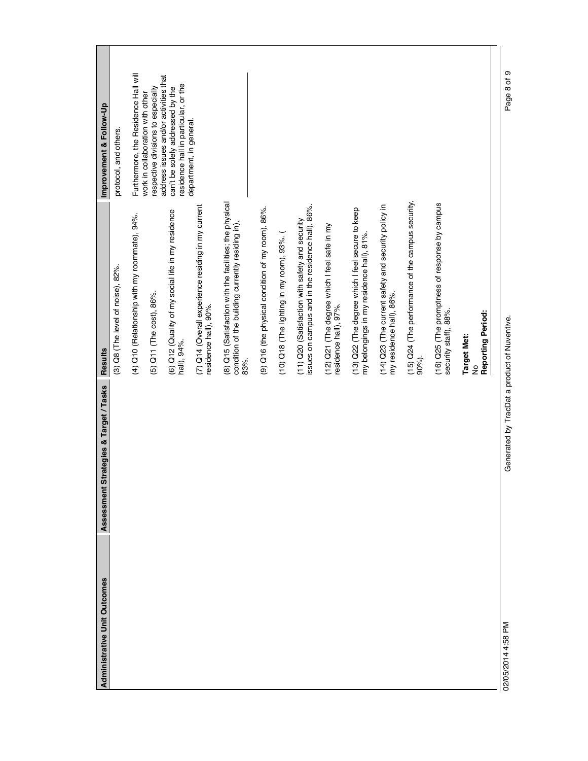| Administrative Unit Outcomes | Assessment Strategies & Target / Tasks | Results | Improvement & Follow-Up |
| --- | --- | --- | --- |
| | | (3) Q8 (The level of noise), 82%.<br><br>(4) Q10 (Relationship with my roommate), 94%.<br><br>(5) Q11 (The cost), 86%.<br><br>(6) Q12 (Quality of my social life in my residence hall), 94%.<br><br>(7) Q14 (Overall experience residing in my current residence hall), 90%.<br><br>(8) Q15 (Satisfaction with the facilities; the physical condition of the building currently residing in), 83%.<br><br>(9) Q16 (the physical condition of my room), 86%.<br><br>(10) Q18 (The lighting in my room), 93%. (<br><br>(11) Q20 (Satisfaction with safety and security issues on campus and in the residence hall), 86%.<br><br>(12) Q21 (The degree which I feel safe in my residence hall), 97%.<br><br>(13) Q22 (The degree which I feel secure to keep my belongings in my residence hall), 81%.<br><br>(14) Q23 (The current safety and security policy in my residence hall), 86%.<br><br>(15) Q24 (The performance of the campus security, 90%).<br><br>(16) Q25 (The promptness of response by campus security staff), 88%.<br><br>**Target Met:**<br>No<br>**Reporting Period:** | protocol, and others.<br><br>Furthermore, the Residence Hall will work in collaboration with other respective divisions to especially address issues and/or activities that can't be solely addressed by the residence hall in particular, or the department, in general. |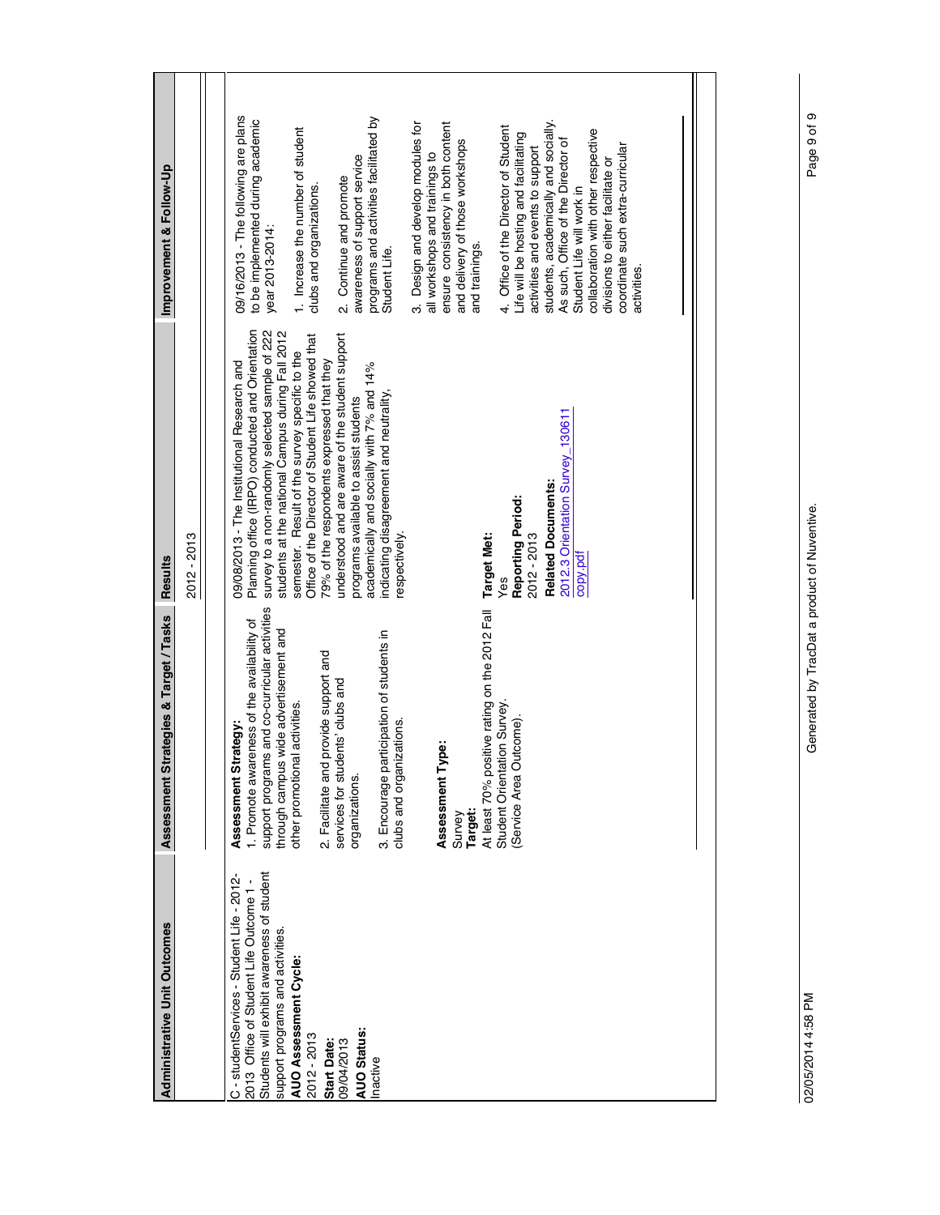| Administrative Unit Outcomes | Assessment Strategies & Target / Tasks | Results | Improvement & Follow-Up |
|---|---|---|---|
| | | 2012 - 2013 | |
| C - studentServices - Student Life - 2012-2013 Office of Student Life Outcome 1 - Students will exhibit awareness of student support programs and activities.<br>**AUO Assessment Cycle:**<br>2012 - 2013<br>**Start Date:**<br>09/04/2013<br>**AUO Status:**<br>Inactive | **Assessment Strategy:**<br>1. Promote awareness of the availability of support programs and co-curricular activities through campus wide advertisement and other promotional activities.<br><br>2. Facilitate and provide support and services for students' clubs and organizations.<br><br>3. Encourage participation of students in clubs and organizations.<br><br>**Assessment Type:**<br>Survey<br>**Target:**<br>At least 70% positive rating on the 2012 Fall Student Orientation Survey.<br>(Service Area Outcome). | 09/08/2013 - The Institutional Research and Planning office (IRPO) conducted and Orientation survey to a non-randomly selected sample of 222 students at the national Campus during Fall 2012 semester. Result of the survey specific to the Office of the Director of Student Life showed that 79% of the respondents expressed that they understood and are aware of the student support programs available to assist students academically and socially with 7% and 14% indicating disagreement and neutrality, respectively.<br><br>**Target Met:**<br>Yes<br>**Reporting Period:**<br>2012 - 2013<br>**Related Documents:**<br>2012.3 Orientation Survey_130611 copy.pdf | 09/16/2013 - The following are plans to be implemented during academic year 2013-2014:<br><br>1. Increase the number of student clubs and organizations.<br><br>2. Continue and promote awareness of support service programs and activities facilitated by Student Life.<br><br>3. Design and develop modules for all workshops and trainings to ensure consistency in both content and delivery of those workshops and trainings.<br><br>4. Office of the Director of Student Life will be hosting and facilitating activities and events to support students, academically and socially. As such, Office of the Director of Student Life will work in collaboration with other respective divisions to either facilitate or coordinate such extra-curricular activities. |